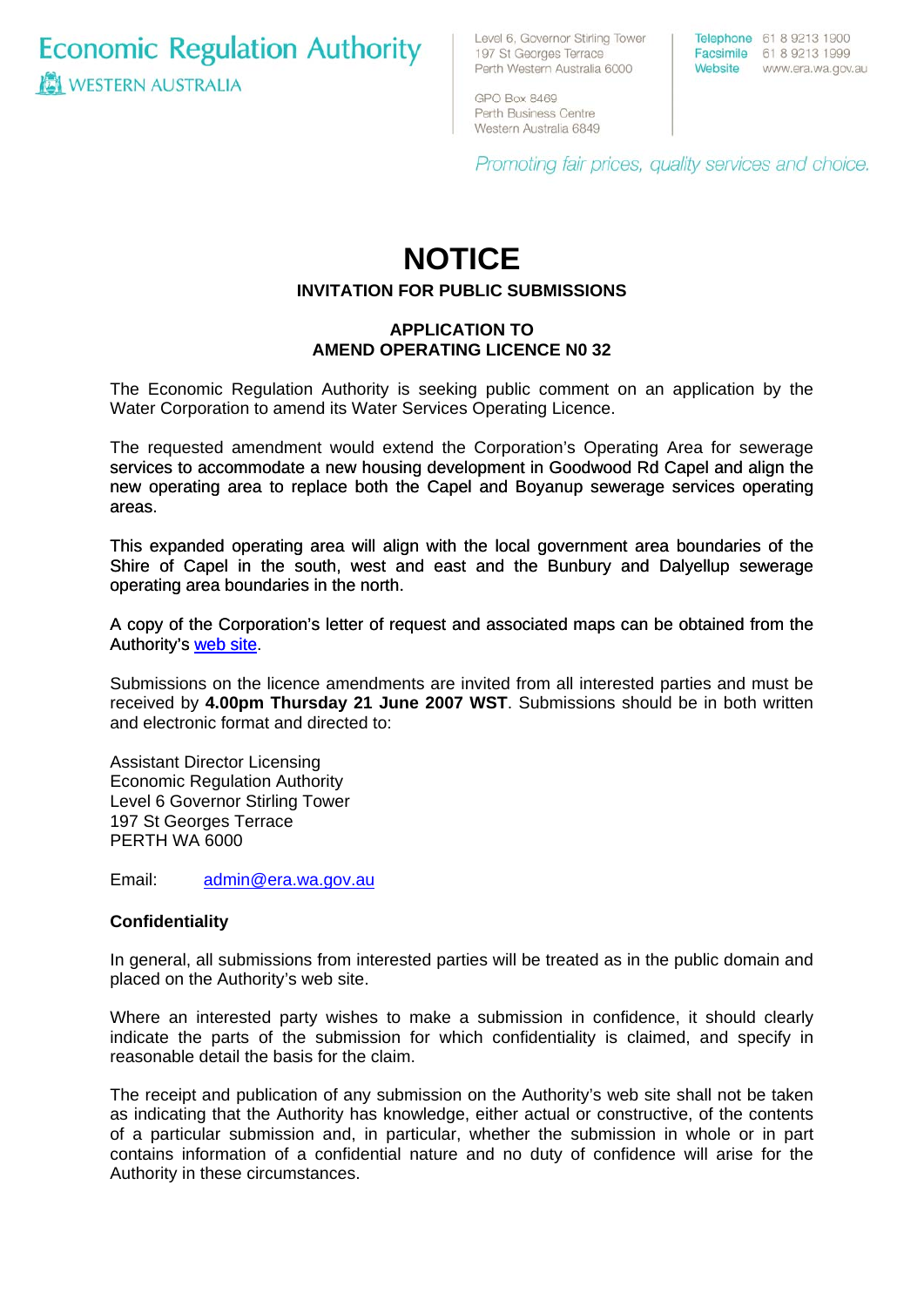Economic Regulation Authority

WESTERN AUSTRALIA

Level 6, Governor Stirling Tower
197 St Georges Terrace
Perth Western Australia 6000

GPO Box 8469
Perth Business Centre
Western Australia 6849

Telephone 61 8 9213 1900
Facsimile 61 8 9213 1999
Website www.era.wa.gov.au

*Promoting fair prices, quality services and choice.*

# NOTICE

### INVITATION FOR PUBLIC SUBMISSIONS

### APPLICATION TO AMEND OPERATING LICENCE N0 32

The Economic Regulation Authority is seeking public comment on an application by the Water Corporation to amend its Water Services Operating Licence.

The requested amendment would extend the Corporation's Operating Area for sewerage services to accommodate a new housing development in Goodwood Rd Capel and align the new operating area to replace both the Capel and Boyanup sewerage services operating areas.

This expanded operating area will align with the local government area boundaries of the Shire of Capel in the south, west and east and the Bunbury and Dalyellup sewerage operating area boundaries in the north.

A copy of the Corporation's letter of request and associated maps can be obtained from the Authority's web site.

Submissions on the licence amendments are invited from all interested parties and must be received by **4.00pm Thursday 21 June 2007 WST**. Submissions should be in both written and electronic format and directed to:

Assistant Director Licensing
Economic Regulation Authority
Level 6 Governor Stirling Tower
197 St Georges Terrace
PERTH WA 6000

Email: admin@era.wa.gov.au

**Confidentiality**

In general, all submissions from interested parties will be treated as in the public domain and placed on the Authority's web site.

Where an interested party wishes to make a submission in confidence, it should clearly indicate the parts of the submission for which confidentiality is claimed, and specify in reasonable detail the basis for the claim.

The receipt and publication of any submission on the Authority's web site shall not be taken as indicating that the Authority has knowledge, either actual or constructive, of the contents of a particular submission and, in particular, whether the submission in whole or in part contains information of a confidential nature and no duty of confidence will arise for the Authority in these circumstances.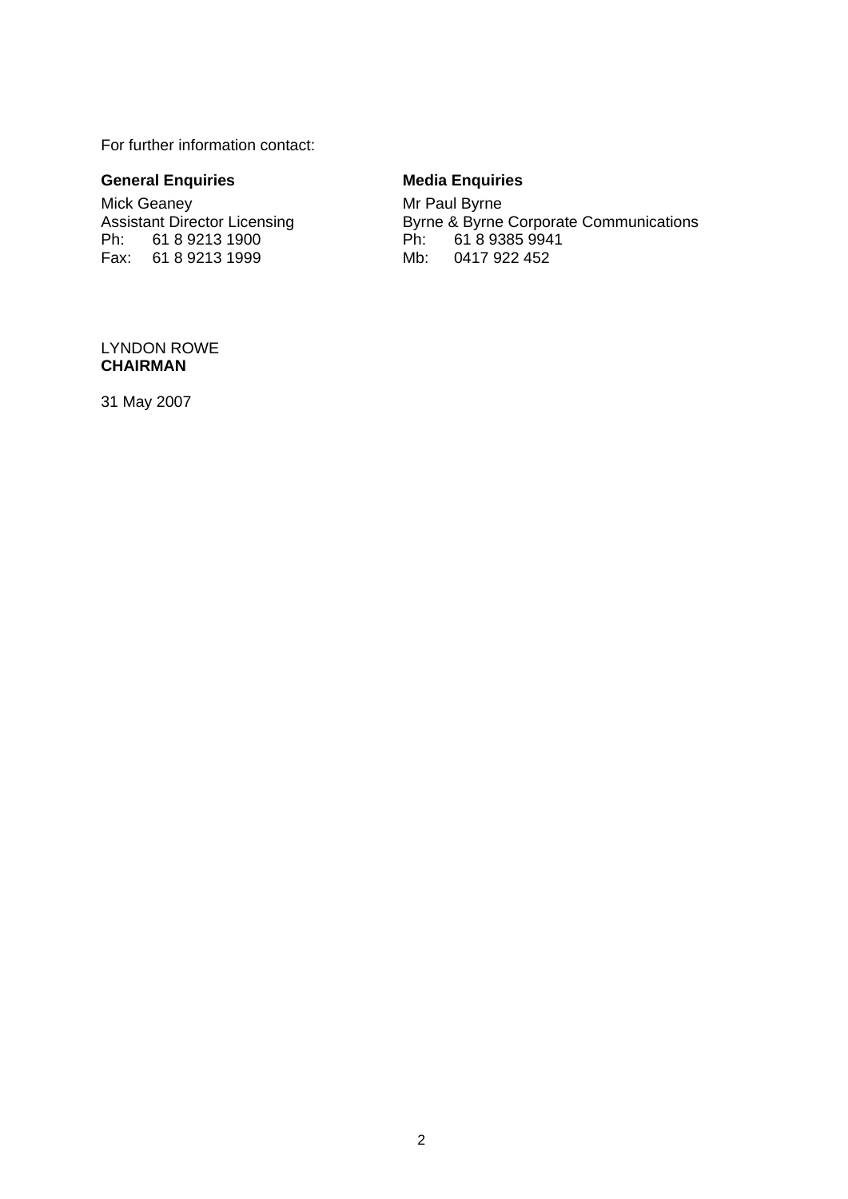For further information contact:

**General Enquiries**

Mick Geaney
Assistant Director Licensing
Ph: 61 8 9213 1900
Fax: 61 8 9213 1999

**Media Enquiries**

Mr Paul Byrne
Byrne & Byrne Corporate Communications
Ph: 61 8 9385 9941
Mb: 0417 922 452

LYNDON ROWE
**CHAIRMAN**

31 May 2007